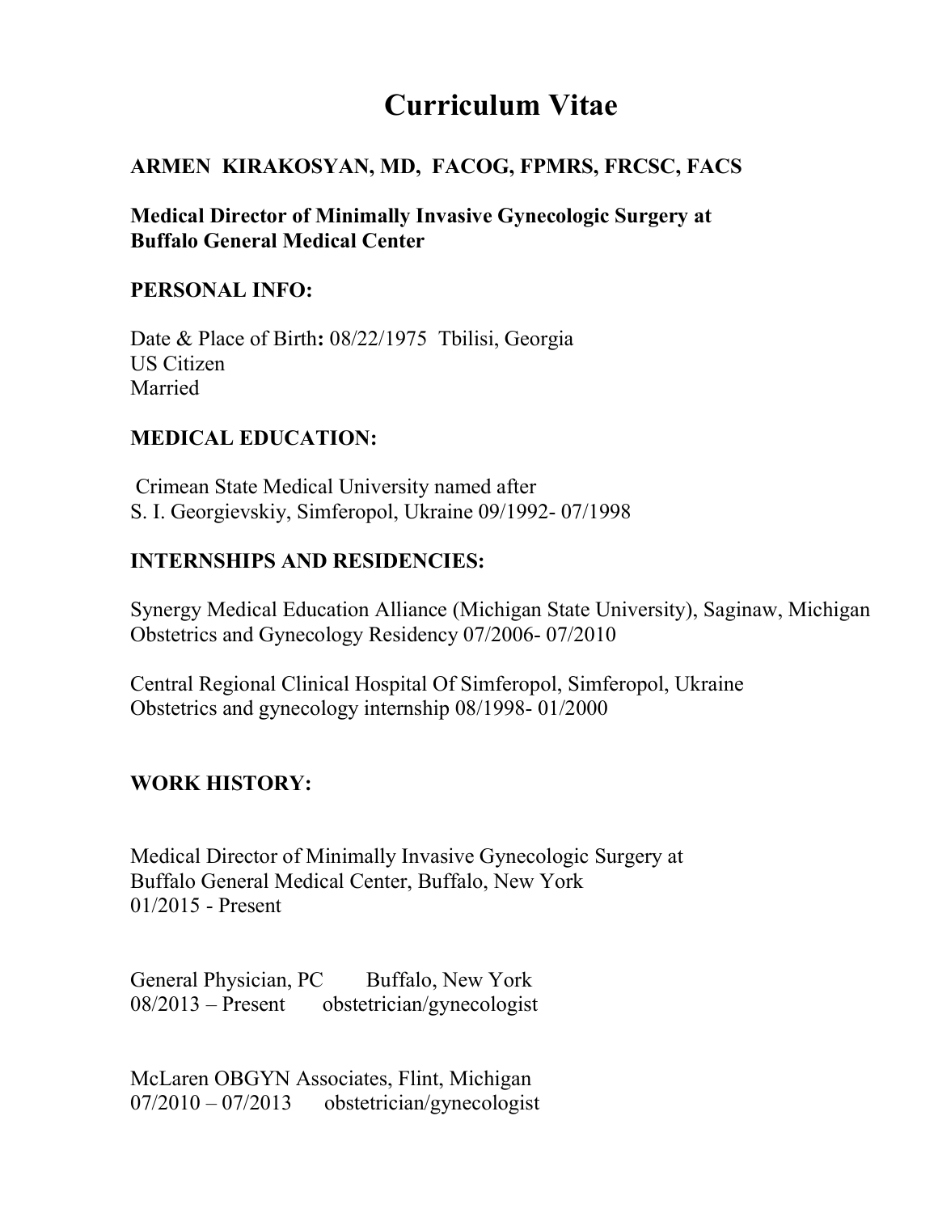# Curriculum Vitae

**ARMEN KIRAKOSYAN, MD, FACOG, FPMRS, FRCSC, FACS**

**Medical Director of Minimally Invasive Gynecologic Surgery at Buffalo General Medical Center**

## PERSONAL INFO:

Date & Place of Birth**:** 08/22/1975 Tbilisi, Georgia
US Citizen
Married

## MEDICAL EDUCATION:

Crimean State Medical University named after
S. I. Georgievskiy, Simferopol, Ukraine 09/1992- 07/1998

## INTERNSHIPS AND RESIDENCIES:

Synergy Medical Education Alliance (Michigan State University), Saginaw, Michigan
Obstetrics and Gynecology Residency 07/2006- 07/2010

Central Regional Clinical Hospital Of Simferopol, Simferopol, Ukraine
Obstetrics and gynecology internship 08/1998- 01/2000

## WORK HISTORY:

Medical Director of Minimally Invasive Gynecologic Surgery at
Buffalo General Medical Center, Buffalo, New York
01/2015 - Present

General Physician, PC Buffalo, New York
08/2013 – Present obstetrician/gynecologist

McLaren OBGYN Associates, Flint, Michigan
07/2010 – 07/2013 obstetrician/gynecologist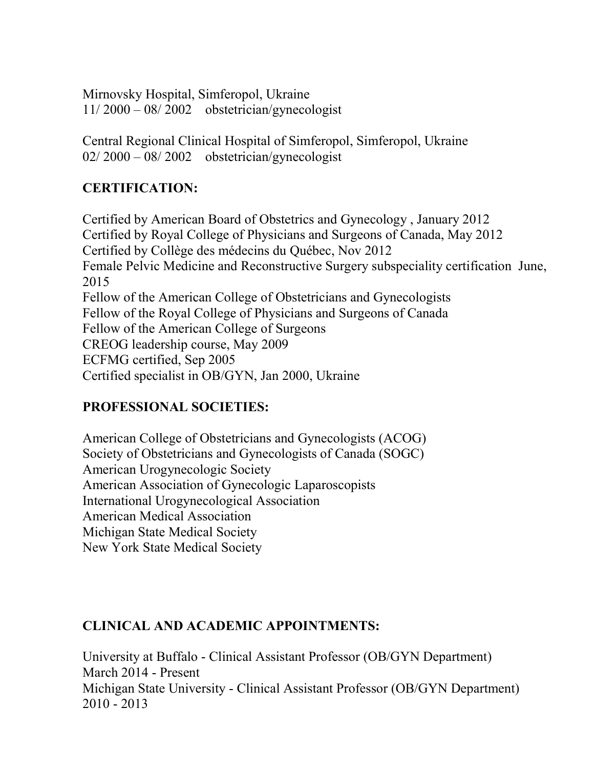Mirnovsky Hospital, Simferopol, Ukraine
11/ 2000 – 08/ 2002    obstetrician/gynecologist

Central Regional Clinical Hospital of Simferopol, Simferopol, Ukraine
02/ 2000 – 08/ 2002    obstetrician/gynecologist

## CERTIFICATION:

Certified by American Board of Obstetrics and Gynecology , January 2012
Certified by Royal College of Physicians and Surgeons of Canada, May 2012
Certified by Collège des médecins du Québec, Nov 2012
Female Pelvic Medicine and Reconstructive Surgery subspeciality certification June, 2015
Fellow of the American College of Obstetricians and Gynecologists
Fellow of the Royal College of Physicians and Surgeons of Canada
Fellow of the American College of Surgeons
CREOG leadership course, May 2009
ECFMG certified, Sep 2005
Certified specialist in OB/GYN, Jan 2000, Ukraine

## PROFESSIONAL SOCIETIES:

American College of Obstetricians and Gynecologists (ACOG)
Society of Obstetricians and Gynecologists of Canada (SOGC)
American Urogynecologic Society
American Association of Gynecologic Laparoscopists
International Urogynecological Association
American Medical Association
Michigan State Medical Society
New York State Medical Society

## CLINICAL AND ACADEMIC APPOINTMENTS:

University at Buffalo - Clinical Assistant Professor (OB/GYN Department)
March 2014 - Present
Michigan State University - Clinical Assistant Professor (OB/GYN Department)
2010 - 2013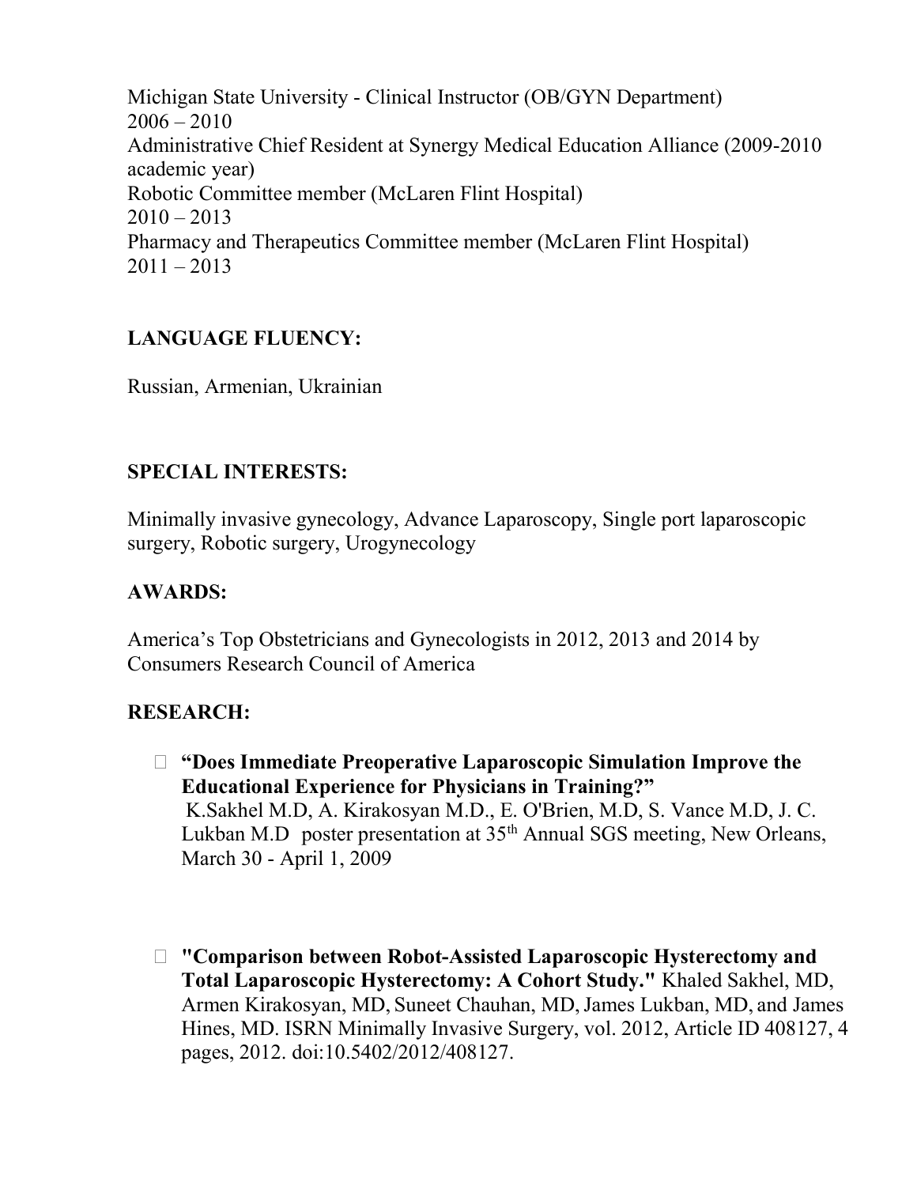Michigan State University - Clinical Instructor (OB/GYN Department)
2006 – 2010
Administrative Chief Resident at Synergy Medical Education Alliance (2009-2010 academic year)
Robotic Committee member (McLaren Flint Hospital)
2010 – 2013
Pharmacy and Therapeutics Committee member (McLaren Flint Hospital)
2011 – 2013

## LANGUAGE FLUENCY:

Russian, Armenian, Ukrainian

## SPECIAL INTERESTS:

Minimally invasive gynecology, Advance Laparoscopy, Single port laparoscopic surgery, Robotic surgery, Urogynecology

## AWARDS:

America's Top Obstetricians and Gynecologists in 2012, 2013 and 2014 by Consumers Research Council of America

## RESEARCH:

- **"Does Immediate Preoperative Laparoscopic Simulation Improve the Educational Experience for Physicians in Training?"**
  K.Sakhel M.D, A. Kirakosyan M.D., E. O'Brien, M.D, S. Vance M.D, J. C. Lukban M.D poster presentation at 35th Annual SGS meeting, New Orleans, March 30 - April 1, 2009

- **"Comparison between Robot-Assisted Laparoscopic Hysterectomy and Total Laparoscopic Hysterectomy: A Cohort Study."** Khaled Sakhel, MD, Armen Kirakosyan, MD, Suneet Chauhan, MD, James Lukban, MD, and James Hines, MD. ISRN Minimally Invasive Surgery, vol. 2012, Article ID 408127, 4 pages, 2012. doi:10.5402/2012/408127.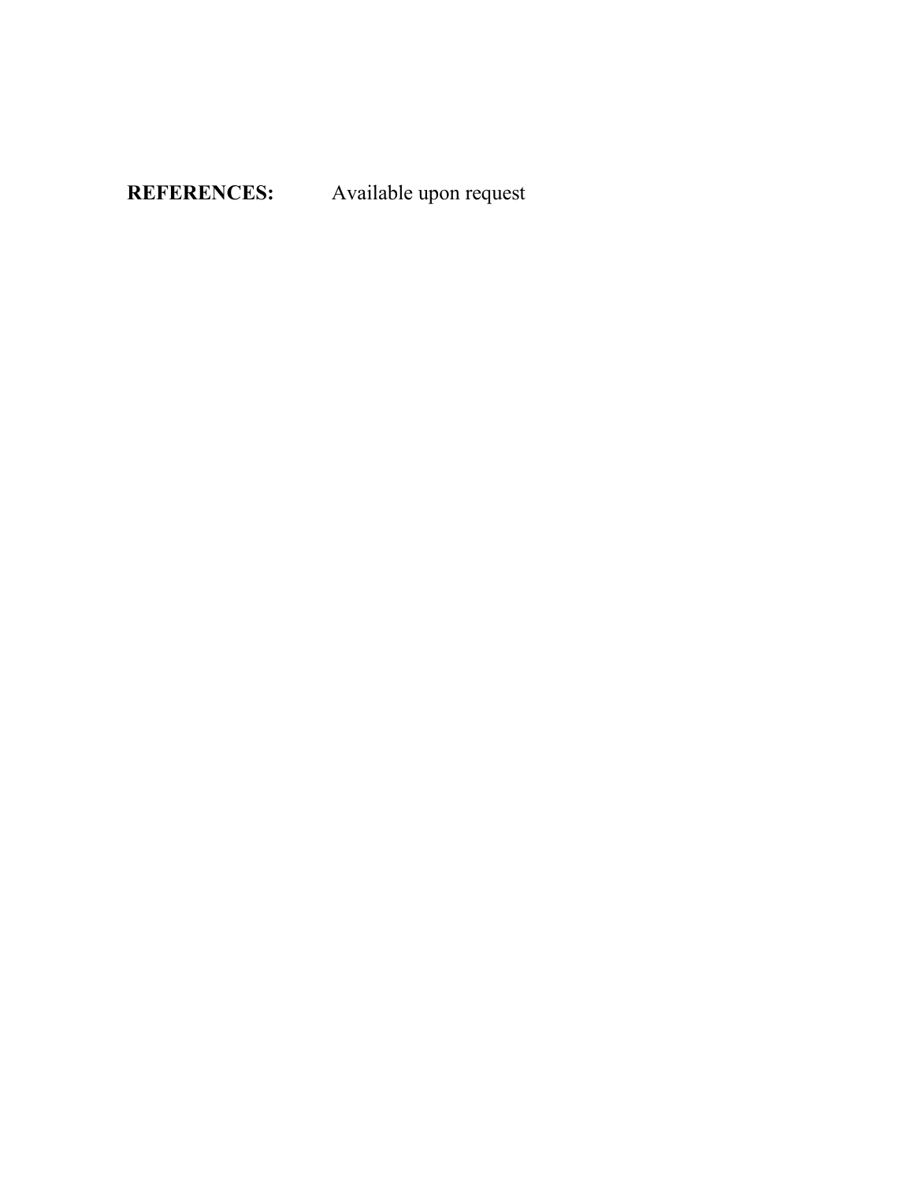**REFERENCES:** Available upon request